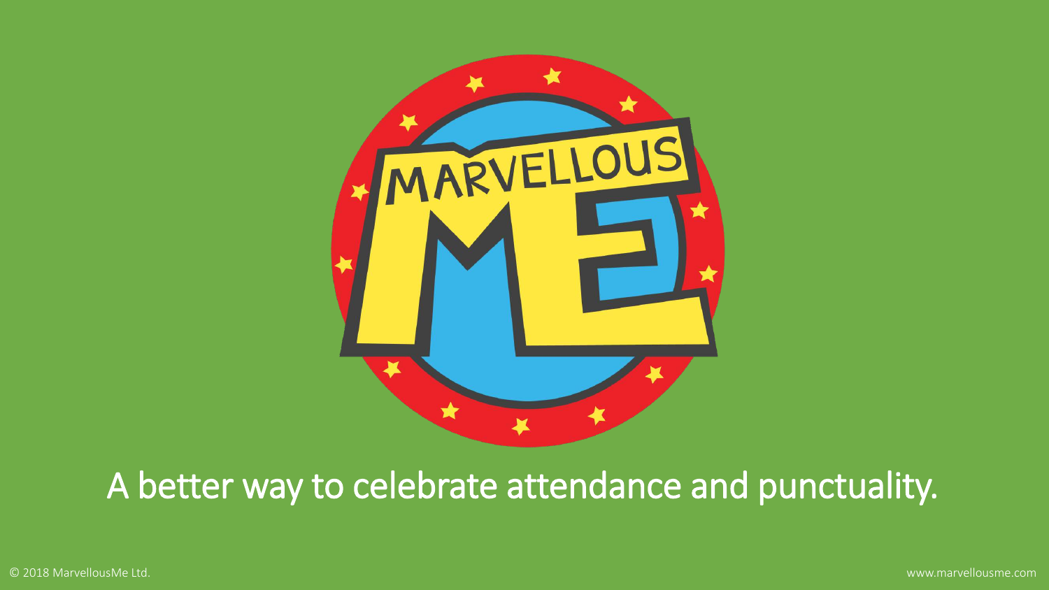# MARVELLOUS ME

A better way to celebrate attendance and punctuality.

© 2018 MarvellousMe Ltd.

www.marvellousme.com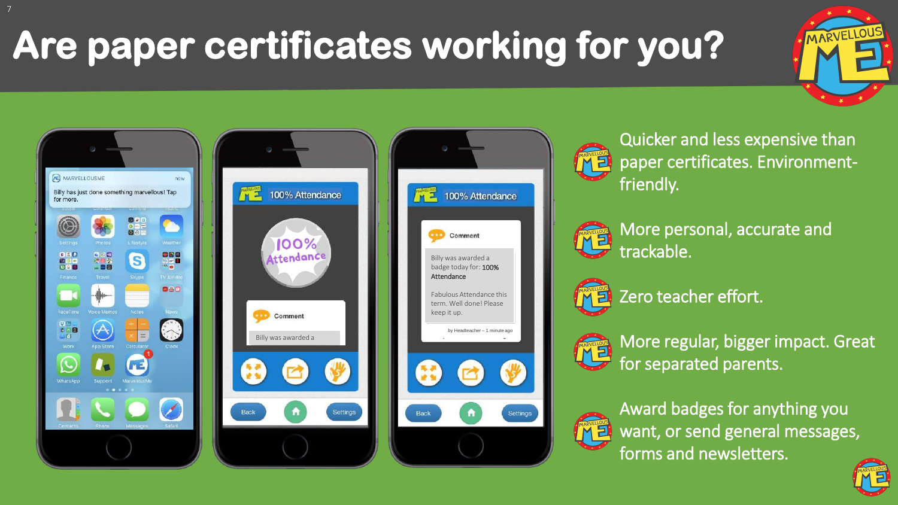# Are paper certificates working for you?

- Quicker and less expensive than paper certificates. Environment-friendly.
- More personal, accurate and trackable.
- Zero teacher effort.
- More regular, bigger impact. Great for separated parents.
- Award badges for anything you want, or send general messages, forms and newsletters.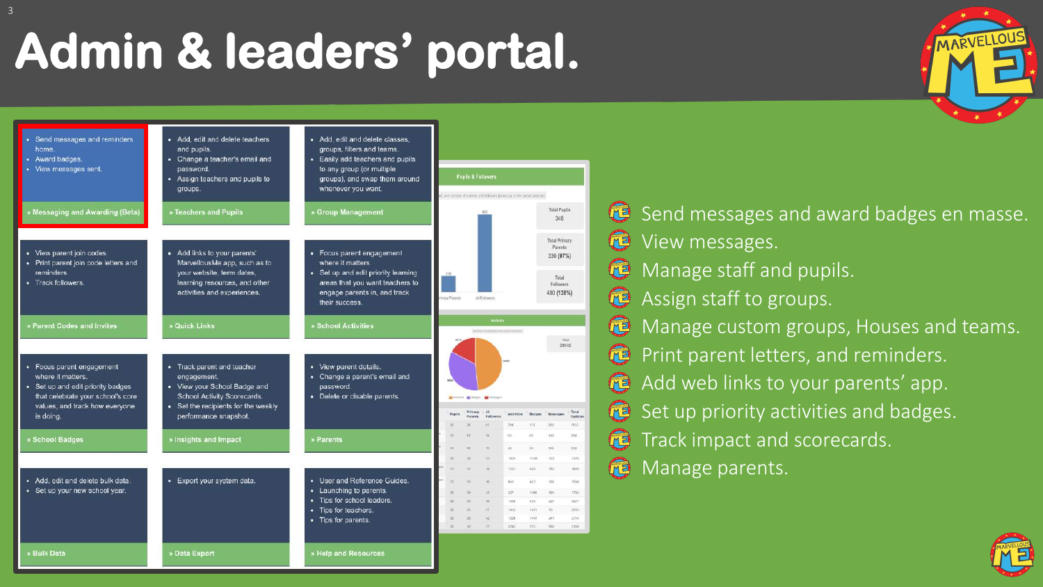# Admin & leaders' portal.

- Send messages and reminders home.
- Award badges.
- View messages sent.

» Messaging and Awarding (Beta)

- Add, edit and delete teachers and pupils.
- Change a teacher's email and password.
- Assign teachers and pupils to groups.

» Teachers and Pupils

- Add, edit and delete classes, groups, filters and teams.
- Easily add teachers and pupils to any group (or multiple groups), and swap them around whenever you want.

» Group Management

- View parent join codes.
- Print parent join code letters and reminders.
- Track followers.

» Parent Codes and Invites

- Add links to your parents' MarvellousMe app, such as to your website, term dates, learning resources, and other activities and experiences.

» Quick Links

- Focus parent engagement where it matters.
- Set up and edit priority learning areas that you want teachers to engage parents in, and track their success.

» School Activities

- Focus parent engagement where it matters.
- Set up and edit priority badges that celebrate your school's core values, and track how everyone is doing.

» School Badges

- Track parent and teacher engagement.
- View your School Badge and School Activity Scorecards.
- Set the recipients for the weekly performance snapshot.

» Insights and Impact

- View parent details.
- Change a parent's email and password.
- Delete or disable parents.

» Parents

- Add, edit and delete bulk data.
- Set up your new school year.

» Bulk Data

- Export your system data.

» Data Export

- User and Reference Guides.
- Launching to parents.
- Tips for school leaders.
- Tips for teachers.
- Tips for parents.

» Help and Resources

- Send messages and award badges en masse.
- View messages.
- Manage staff and pupils.
- Assign staff to groups.
- Manage custom groups, Houses and teams.
- Print parent letters, and reminders.
- Add web links to your parents' app.
- Set up priority activities and badges.
- Track impact and scorecards.
- Manage parents.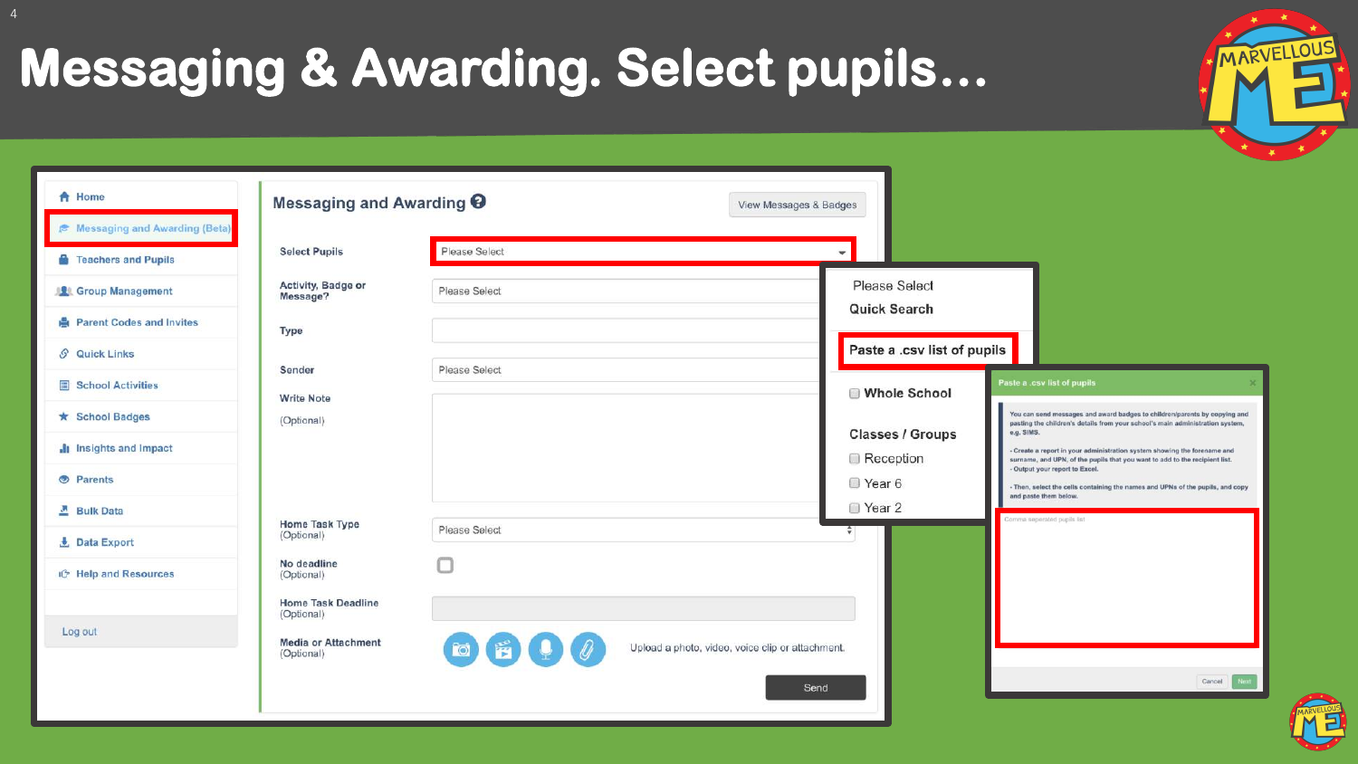# Messaging & Awarding. Select pupils…

- Home
- Messaging and Awarding (Beta)
- Teachers and Pupils
- Group Management
- Parent Codes and Invites
- Quick Links
- School Activities
- School Badges
- Insights and Impact
- Parents
- Bulk Data
- Data Export
- Help and Resources

Log out

## Messaging and Awarding

View Messages & Badges

| | |
|---|---|
| Select Pupils | Please Select |
| Activity, Badge or Message? | Please Select |
| Type | |
| Sender | Please Select |
| Write Note (Optional) | |
| Home Task Type (Optional) | Please Select |
| No deadline (Optional) | |
| Home Task Deadline (Optional) | |
| Media or Attachment (Optional) | Upload a photo, video, voice clip or attachment. |

Send

Please Select

**Quick Search**

**Paste a .csv list of pupils**

**Whole School**

**Classes / Groups**

- Reception
- Year 6
- Year 2

**Paste a .csv list of pupils**

You can send messages and award badges to children/parents by copying and pasting the children's details from your school's main administration system, e.g. SIMS.

- Create a report in your administration system showing the forename and surname, and UPN, of the pupils that you want to add to the recipient list.
- Output your report to Excel.

- Then, select the cells containing the names and UPNs of the pupils, and copy and paste them below.

Comma separated pupils list

Cancel Next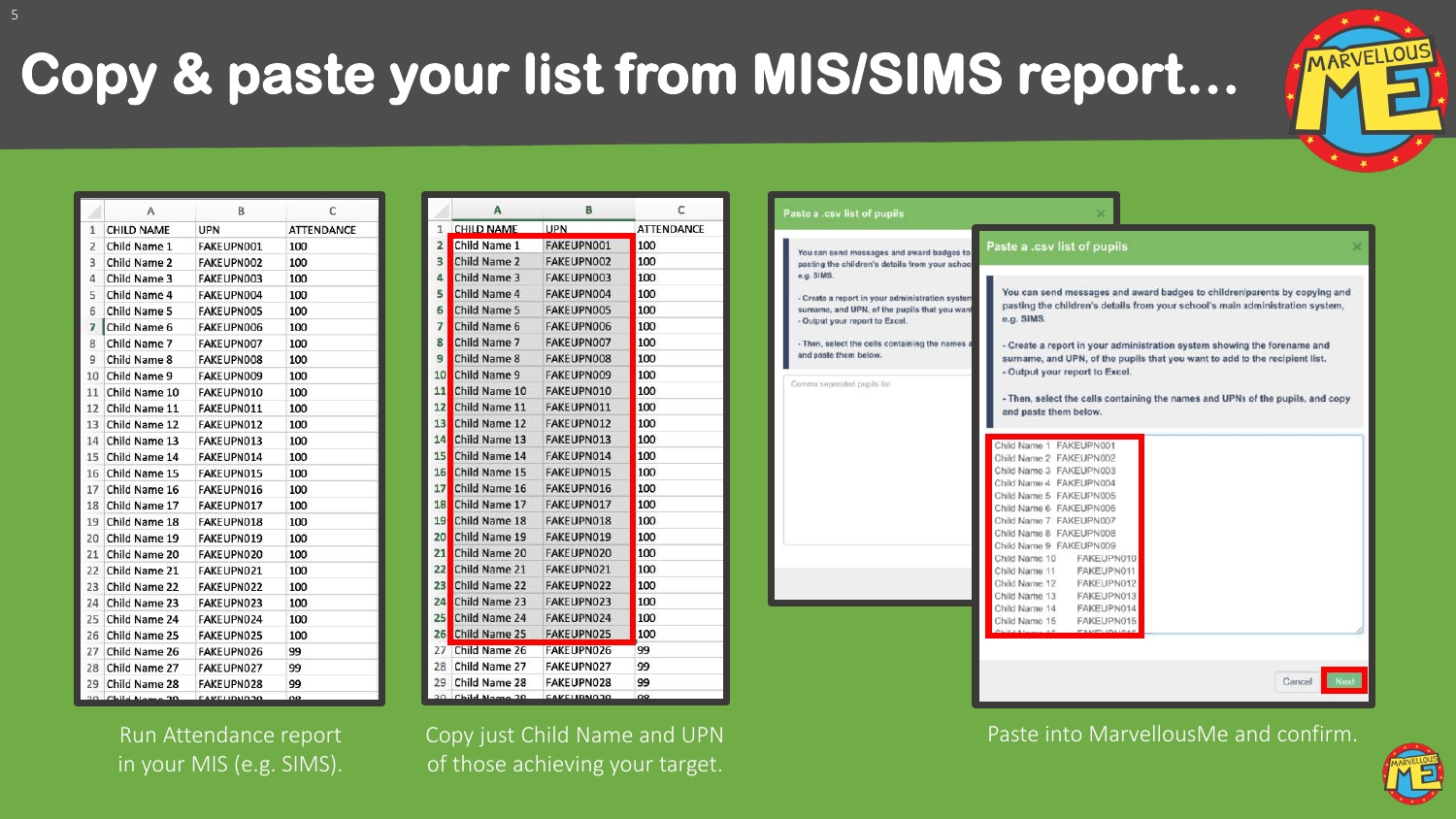# Copy & paste your list from MIS/SIMS report…

| | A | B | C |
|---|---|---|---|
| 1 | CHILD NAME | UPN | ATTENDANCE |
| 2 | Child Name 1 | FAKEUPN001 | 100 |
| 3 | Child Name 2 | FAKEUPN002 | 100 |
| 4 | Child Name 3 | FAKEUPN003 | 100 |
| 5 | Child Name 4 | FAKEUPN004 | 100 |
| 6 | Child Name 5 | FAKEUPN005 | 100 |
| 7 | Child Name 6 | FAKEUPN006 | 100 |
| 8 | Child Name 7 | FAKEUPN007 | 100 |
| 9 | Child Name 8 | FAKEUPN008 | 100 |
| 10 | Child Name 9 | FAKEUPN009 | 100 |
| 11 | Child Name 10 | FAKEUPN010 | 100 |
| 12 | Child Name 11 | FAKEUPN011 | 100 |
| 13 | Child Name 12 | FAKEUPN012 | 100 |
| 14 | Child Name 13 | FAKEUPN013 | 100 |
| 15 | Child Name 14 | FAKEUPN014 | 100 |
| 16 | Child Name 15 | FAKEUPN015 | 100 |
| 17 | Child Name 16 | FAKEUPN016 | 100 |
| 18 | Child Name 17 | FAKEUPN017 | 100 |
| 19 | Child Name 18 | FAKEUPN018 | 100 |
| 20 | Child Name 19 | FAKEUPN019 | 100 |
| 21 | Child Name 20 | FAKEUPN020 | 100 |
| 22 | Child Name 21 | FAKEUPN021 | 100 |
| 23 | Child Name 22 | FAKEUPN022 | 100 |
| 24 | Child Name 23 | FAKEUPN023 | 100 |
| 25 | Child Name 24 | FAKEUPN024 | 100 |
| 26 | Child Name 25 | FAKEUPN025 | 100 |
| 27 | Child Name 26 | FAKEUPN026 | 99 |
| 28 | Child Name 27 | FAKEUPN027 | 99 |
| 29 | Child Name 28 | FAKEUPN028 | 99 |

Run Attendance report in your MIS (e.g. SIMS).

Copy just Child Name and UPN of those achieving your target.

**Paste a .csv list of pupils**

You can send messages and award badges to children/parents by copying and pasting the children's details from your school's main administration system, e.g. SIMS.

- Create a report in your administration system showing the forename and surname, and UPN, of the pupils that you want to add to the recipient list.
- Output your report to Excel.

- Then, select the cells containing the names and UPNs of the pupils, and copy and paste them below.

```
Child Name 1  FAKEUPN001
Child Name 2  FAKEUPN002
Child Name 3  FAKEUPN003
Child Name 4  FAKEUPN004
Child Name 5  FAKEUPN005
Child Name 6  FAKEUPN006
Child Name 7  FAKEUPN007
Child Name 8  FAKEUPN008
Child Name 9  FAKEUPN009
Child Name 10  FAKEUPN010
Child Name 11  FAKEUPN011
Child Name 12  FAKEUPN012
Child Name 13  FAKEUPN013
Child Name 14  FAKEUPN014
Child Name 15  FAKEUPN015
```

Cancel | Next

Paste into MarvellousMe and confirm.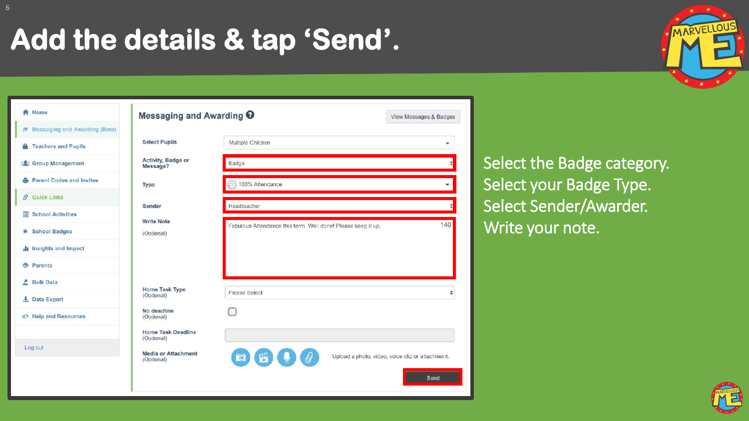# Add the details & tap 'Send'.

Select the Badge category.
Select your Badge Type.
Select Sender/Awarder.
Write your note.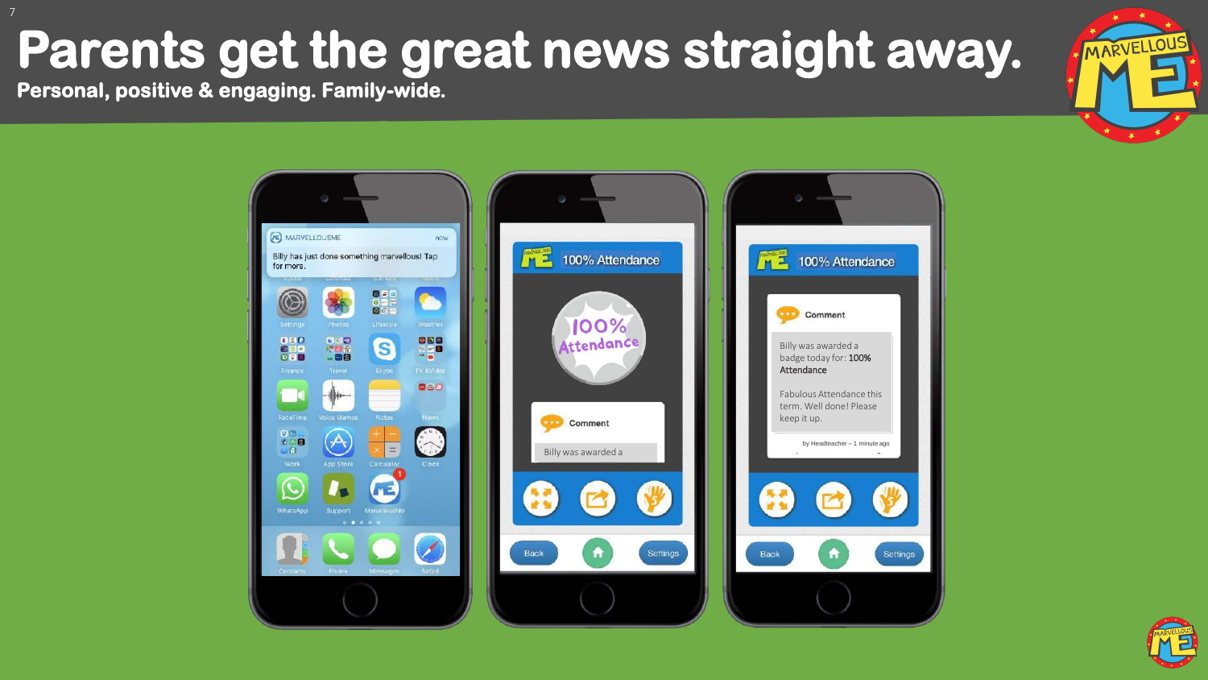# Parents get the great news straight away.

**Personal, positive & engaging. Family-wide.**

MARVELLOUSME

now

Billy has just done something marvellous! Tap for more.

100% Attendance

Comment

Billy was awarded a

100% Attendance

Comment

Billy was awarded a badge today for: **100% Attendance**

Fabulous Attendance this term. Well done! Please keep it up.

by Headteacher – 1 minute ago

Back

Settings